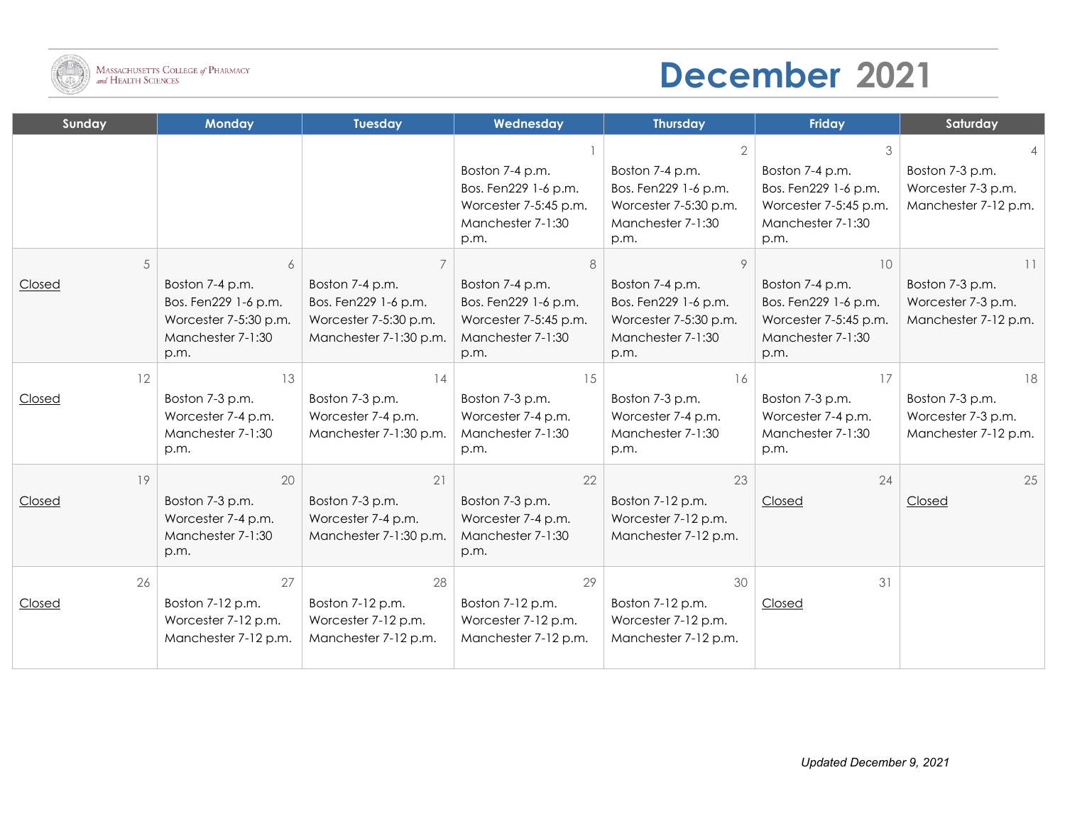Massachusetts College of Pharmacy and Health Sciences

# December 2021

| Sunday | Monday | Tuesday | Wednesday | Thursday | Friday | Saturday |
|---|---|---|---|---|---|---|
| | | | 1<br>Boston 7-4 p.m.<br>Bos. Fen229 1-6 p.m.<br>Worcester 7-5:45 p.m.<br>Manchester 7-1:30 p.m. | 2<br>Boston 7-4 p.m.<br>Bos. Fen229 1-6 p.m.<br>Worcester 7-5:30 p.m.<br>Manchester 7-1:30 p.m. | 3<br>Boston 7-4 p.m.<br>Bos. Fen229 1-6 p.m.<br>Worcester 7-5:45 p.m.<br>Manchester 7-1:30 p.m. | 4<br>Boston 7-3 p.m.<br>Worcester 7-3 p.m.<br>Manchester 7-12 p.m. |
| 5<br>Closed | 6<br>Boston 7-4 p.m.<br>Bos. Fen229 1-6 p.m.<br>Worcester 7-5:30 p.m.<br>Manchester 7-1:30 p.m. | 7<br>Boston 7-4 p.m.<br>Bos. Fen229 1-6 p.m.<br>Worcester 7-5:30 p.m.<br>Manchester 7-1:30 p.m. | 8<br>Boston 7-4 p.m.<br>Bos. Fen229 1-6 p.m.<br>Worcester 7-5:45 p.m.<br>Manchester 7-1:30 p.m. | 9<br>Boston 7-4 p.m.<br>Bos. Fen229 1-6 p.m.<br>Worcester 7-5:30 p.m.<br>Manchester 7-1:30 p.m. | 10<br>Boston 7-4 p.m.<br>Bos. Fen229 1-6 p.m.<br>Worcester 7-5:45 p.m.<br>Manchester 7-1:30 p.m. | 11<br>Boston 7-3 p.m.<br>Worcester 7-3 p.m.<br>Manchester 7-12 p.m. |
| 12<br>Closed | 13<br>Boston 7-3 p.m.<br>Worcester 7-4 p.m.<br>Manchester 7-1:30 p.m. | 14<br>Boston 7-3 p.m.<br>Worcester 7-4 p.m.<br>Manchester 7-1:30 p.m. | 15<br>Boston 7-3 p.m.<br>Worcester 7-4 p.m.<br>Manchester 7-1:30 p.m. | 16<br>Boston 7-3 p.m.<br>Worcester 7-4 p.m.<br>Manchester 7-1:30 p.m. | 17<br>Boston 7-3 p.m.<br>Worcester 7-4 p.m.<br>Manchester 7-1:30 p.m. | 18<br>Boston 7-3 p.m.<br>Worcester 7-3 p.m.<br>Manchester 7-12 p.m. |
| 19<br>Closed | 20<br>Boston 7-3 p.m.<br>Worcester 7-4 p.m.<br>Manchester 7-1:30 p.m. | 21<br>Boston 7-3 p.m.<br>Worcester 7-4 p.m.<br>Manchester 7-1:30 p.m. | 22<br>Boston 7-3 p.m.<br>Worcester 7-4 p.m.<br>Manchester 7-1:30 p.m. | 23<br>Boston 7-12 p.m.<br>Worcester 7-12 p.m.<br>Manchester 7-12 p.m. | 24<br>Closed | 25<br>Closed |
| 26<br>Closed | 27<br>Boston 7-12 p.m.<br>Worcester 7-12 p.m.<br>Manchester 7-12 p.m. | 28<br>Boston 7-12 p.m.<br>Worcester 7-12 p.m.<br>Manchester 7-12 p.m. | 29<br>Boston 7-12 p.m.<br>Worcester 7-12 p.m.<br>Manchester 7-12 p.m. | 30<br>Boston 7-12 p.m.<br>Worcester 7-12 p.m.<br>Manchester 7-12 p.m. | 31<br>Closed | |

*Updated December 9, 2021*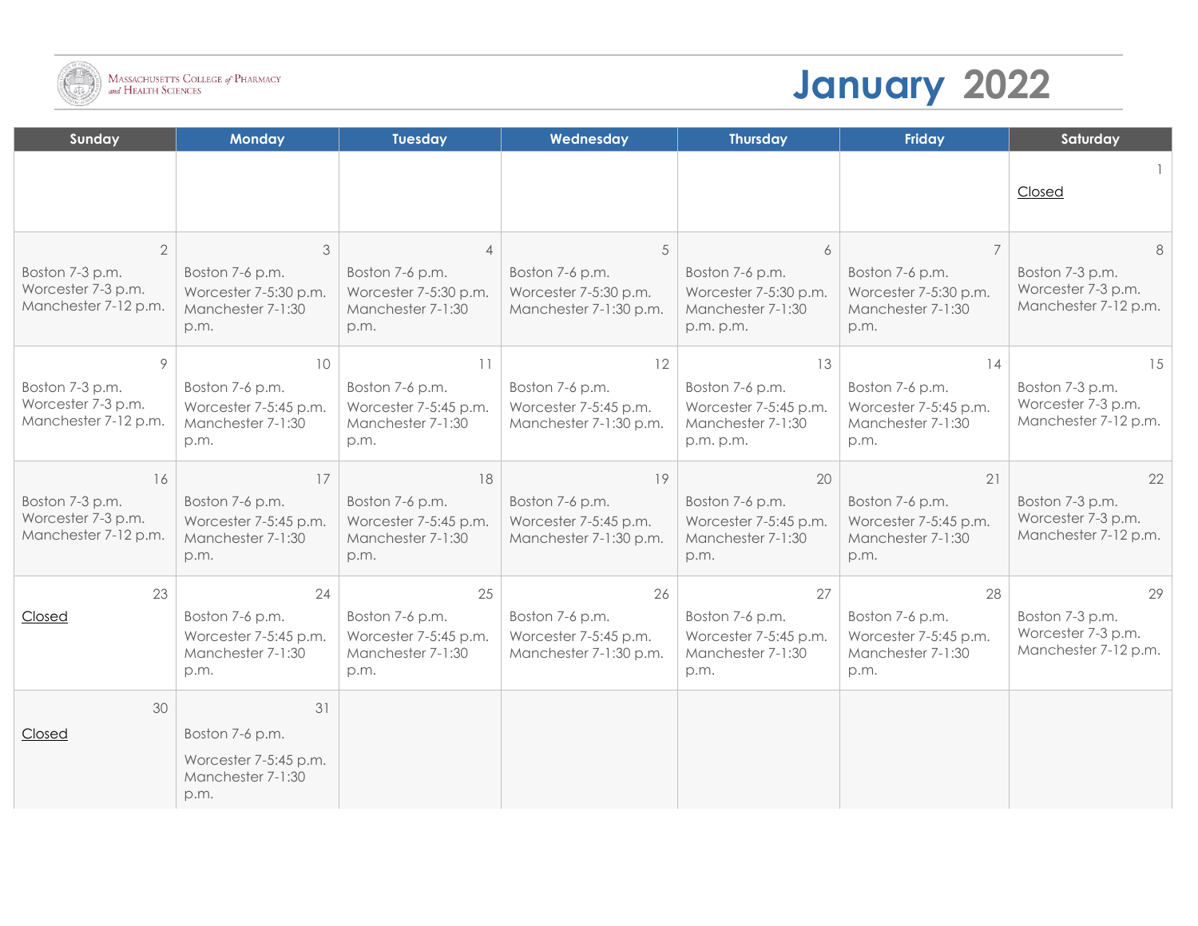Massachusetts College of Pharmacy and Health Sciences

# January 2022

| Sunday | Monday | Tuesday | Wednesday | Thursday | Friday | Saturday |
|---|---|---|---|---|---|---|
| | | | | | | 1<br>Closed |
| 2<br>Boston 7-3 p.m.<br>Worcester 7-3 p.m.<br>Manchester 7-12 p.m. | 3<br>Boston 7-6 p.m.<br>Worcester 7-5:30 p.m.<br>Manchester 7-1:30 p.m. | 4<br>Boston 7-6 p.m.<br>Worcester 7-5:30 p.m.<br>Manchester 7-1:30 p.m. | 5<br>Boston 7-6 p.m.<br>Worcester 7-5:30 p.m.<br>Manchester 7-1:30 p.m. | 6<br>Boston 7-6 p.m.<br>Worcester 7-5:30 p.m.<br>Manchester 7-1:30 p.m. p.m. | 7<br>Boston 7-6 p.m.<br>Worcester 7-5:30 p.m.<br>Manchester 7-1:30 p.m. | 8<br>Boston 7-3 p.m.<br>Worcester 7-3 p.m.<br>Manchester 7-12 p.m. |
| 9<br>Boston 7-3 p.m.<br>Worcester 7-3 p.m.<br>Manchester 7-12 p.m. | 10<br>Boston 7-6 p.m.<br>Worcester 7-5:45 p.m.<br>Manchester 7-1:30 p.m. | 11<br>Boston 7-6 p.m.<br>Worcester 7-5:45 p.m.<br>Manchester 7-1:30 p.m. | 12<br>Boston 7-6 p.m.<br>Worcester 7-5:45 p.m.<br>Manchester 7-1:30 p.m. | 13<br>Boston 7-6 p.m.<br>Worcester 7-5:45 p.m.<br>Manchester 7-1:30 p.m. p.m. | 14<br>Boston 7-6 p.m.<br>Worcester 7-5:45 p.m.<br>Manchester 7-1:30 p.m. | 15<br>Boston 7-3 p.m.<br>Worcester 7-3 p.m.<br>Manchester 7-12 p.m. |
| 16<br>Boston 7-3 p.m.<br>Worcester 7-3 p.m.<br>Manchester 7-12 p.m. | 17<br>Boston 7-6 p.m.<br>Worcester 7-5:45 p.m.<br>Manchester 7-1:30 p.m. | 18<br>Boston 7-6 p.m.<br>Worcester 7-5:45 p.m.<br>Manchester 7-1:30 p.m. | 19<br>Boston 7-6 p.m.<br>Worcester 7-5:45 p.m.<br>Manchester 7-1:30 p.m. | 20<br>Boston 7-6 p.m.<br>Worcester 7-5:45 p.m.<br>Manchester 7-1:30 p.m. | 21<br>Boston 7-6 p.m.<br>Worcester 7-5:45 p.m.<br>Manchester 7-1:30 p.m. | 22<br>Boston 7-3 p.m.<br>Worcester 7-3 p.m.<br>Manchester 7-12 p.m. |
| 23<br>Closed | 24<br>Boston 7-6 p.m.<br>Worcester 7-5:45 p.m.<br>Manchester 7-1:30 p.m. | 25<br>Boston 7-6 p.m.<br>Worcester 7-5:45 p.m.<br>Manchester 7-1:30 p.m. | 26<br>Boston 7-6 p.m.<br>Worcester 7-5:45 p.m.<br>Manchester 7-1:30 p.m. | 27<br>Boston 7-6 p.m.<br>Worcester 7-5:45 p.m.<br>Manchester 7-1:30 p.m. | 28<br>Boston 7-6 p.m.<br>Worcester 7-5:45 p.m.<br>Manchester 7-1:30 p.m. | 29<br>Boston 7-3 p.m.<br>Worcester 7-3 p.m.<br>Manchester 7-12 p.m. |
| 30<br>Closed | 31<br>Boston 7-6 p.m.<br>Worcester 7-5:45 p.m.<br>Manchester 7-1:30 p.m. | | | | | |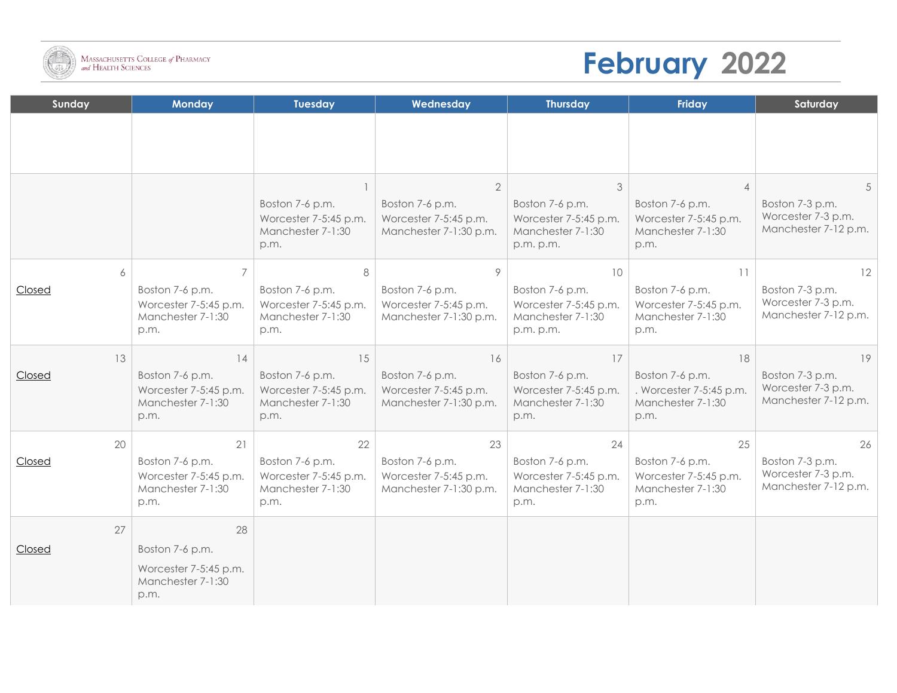Massachusetts College of Pharmacy and Health Sciences

# February 2022

| Sunday | Monday | Tuesday | Wednesday | Thursday | Friday | Saturday |
|---|---|---|---|---|---|---|
| | | | | | | |
| | | 1 Boston 7-6 p.m. Worcester 7-5:45 p.m. Manchester 7-1:30 p.m. | 2 Boston 7-6 p.m. Worcester 7-5:45 p.m. Manchester 7-1:30 p.m. | 3 Boston 7-6 p.m. Worcester 7-5:45 p.m. Manchester 7-1:30 p.m. p.m. | 4 Boston 7-6 p.m. Worcester 7-5:45 p.m. Manchester 7-1:30 p.m. | 5 Boston 7-3 p.m. Worcester 7-3 p.m. Manchester 7-12 p.m. |
| 6 Closed | 7 Boston 7-6 p.m. Worcester 7-5:45 p.m. Manchester 7-1:30 p.m. | 8 Boston 7-6 p.m. Worcester 7-5:45 p.m. Manchester 7-1:30 p.m. | 9 Boston 7-6 p.m. Worcester 7-5:45 p.m. Manchester 7-1:30 p.m. | 10 Boston 7-6 p.m. Worcester 7-5:45 p.m. Manchester 7-1:30 p.m. p.m. | 11 Boston 7-6 p.m. Worcester 7-5:45 p.m. Manchester 7-1:30 p.m. | 12 Boston 7-3 p.m. Worcester 7-3 p.m. Manchester 7-12 p.m. |
| 13 Closed | 14 Boston 7-6 p.m. Worcester 7-5:45 p.m. Manchester 7-1:30 p.m. | 15 Boston 7-6 p.m. Worcester 7-5:45 p.m. Manchester 7-1:30 p.m. | 16 Boston 7-6 p.m. Worcester 7-5:45 p.m. Manchester 7-1:30 p.m. | 17 Boston 7-6 p.m. Worcester 7-5:45 p.m. Manchester 7-1:30 p.m. | 18 Boston 7-6 p.m. . Worcester 7-5:45 p.m. Manchester 7-1:30 p.m. | 19 Boston 7-3 p.m. Worcester 7-3 p.m. Manchester 7-12 p.m. |
| 20 Closed | 21 Boston 7-6 p.m. Worcester 7-5:45 p.m. Manchester 7-1:30 p.m. | 22 Boston 7-6 p.m. Worcester 7-5:45 p.m. Manchester 7-1:30 p.m. | 23 Boston 7-6 p.m. Worcester 7-5:45 p.m. Manchester 7-1:30 p.m. | 24 Boston 7-6 p.m. Worcester 7-5:45 p.m. Manchester 7-1:30 p.m. | 25 Boston 7-6 p.m. Worcester 7-5:45 p.m. Manchester 7-1:30 p.m. | 26 Boston 7-3 p.m. Worcester 7-3 p.m. Manchester 7-12 p.m. |
| 27 Closed | 28 Boston 7-6 p.m. Worcester 7-5:45 p.m. Manchester 7-1:30 p.m. | | | | | |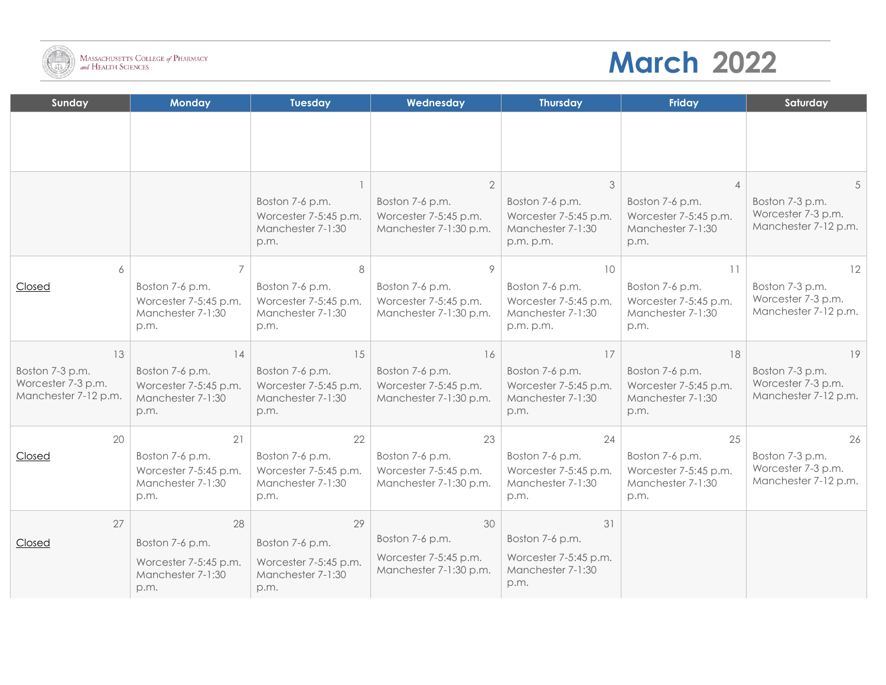Massachusetts College of Pharmacy and Health Sciences

# March 2022

| Sunday | Monday | Tuesday | Wednesday | Thursday | Friday | Saturday |
|---|---|---|---|---|---|---|
| | | | | | | |
| | | 1<br>Boston 7-6 p.m.<br>Worcester 7-5:45 p.m.<br>Manchester 7-1:30 p.m. | 2<br>Boston 7-6 p.m.<br>Worcester 7-5:45 p.m.<br>Manchester 7-1:30 p.m. | 3<br>Boston 7-6 p.m.<br>Worcester 7-5:45 p.m.<br>Manchester 7-1:30 p.m. p.m. | 4<br>Boston 7-6 p.m.<br>Worcester 7-5:45 p.m.<br>Manchester 7-1:30 p.m. | 5<br>Boston 7-3 p.m.<br>Worcester 7-3 p.m.<br>Manchester 7-12 p.m. |
| 6<br>Closed | 7<br>Boston 7-6 p.m.<br>Worcester 7-5:45 p.m.<br>Manchester 7-1:30 p.m. | 8<br>Boston 7-6 p.m.<br>Worcester 7-5:45 p.m.<br>Manchester 7-1:30 p.m. | 9<br>Boston 7-6 p.m.<br>Worcester 7-5:45 p.m.<br>Manchester 7-1:30 p.m. | 10<br>Boston 7-6 p.m.<br>Worcester 7-5:45 p.m.<br>Manchester 7-1:30 p.m. p.m. | 11<br>Boston 7-6 p.m.<br>Worcester 7-5:45 p.m.<br>Manchester 7-1:30 p.m. | 12<br>Boston 7-3 p.m.<br>Worcester 7-3 p.m.<br>Manchester 7-12 p.m. |
| 13<br>Boston 7-3 p.m.<br>Worcester 7-3 p.m.<br>Manchester 7-12 p.m. | 14<br>Boston 7-6 p.m.<br>Worcester 7-5:45 p.m.<br>Manchester 7-1:30 p.m. | 15<br>Boston 7-6 p.m.<br>Worcester 7-5:45 p.m.<br>Manchester 7-1:30 p.m. | 16<br>Boston 7-6 p.m.<br>Worcester 7-5:45 p.m.<br>Manchester 7-1:30 p.m. | 17<br>Boston 7-6 p.m.<br>Worcester 7-5:45 p.m.<br>Manchester 7-1:30 p.m. | 18<br>Boston 7-6 p.m.<br>Worcester 7-5:45 p.m.<br>Manchester 7-1:30 p.m. | 19<br>Boston 7-3 p.m.<br>Worcester 7-3 p.m.<br>Manchester 7-12 p.m. |
| 20<br>Closed | 21<br>Boston 7-6 p.m.<br>Worcester 7-5:45 p.m.<br>Manchester 7-1:30 p.m. | 22<br>Boston 7-6 p.m.<br>Worcester 7-5:45 p.m.<br>Manchester 7-1:30 p.m. | 23<br>Boston 7-6 p.m.<br>Worcester 7-5:45 p.m.<br>Manchester 7-1:30 p.m. | 24<br>Boston 7-6 p.m.<br>Worcester 7-5:45 p.m.<br>Manchester 7-1:30 p.m. | 25<br>Boston 7-6 p.m.<br>Worcester 7-5:45 p.m.<br>Manchester 7-1:30 p.m. | 26<br>Boston 7-3 p.m.<br>Worcester 7-3 p.m.<br>Manchester 7-12 p.m. |
| 27<br>Closed | 28<br>Boston 7-6 p.m.<br>Worcester 7-5:45 p.m.<br>Manchester 7-1:30 p.m. | 29<br>Boston 7-6 p.m.<br>Worcester 7-5:45 p.m.<br>Manchester 7-1:30 p.m. | 30<br>Boston 7-6 p.m.<br>Worcester 7-5:45 p.m.<br>Manchester 7-1:30 p.m. | 31<br>Boston 7-6 p.m.<br>Worcester 7-5:45 p.m.<br>Manchester 7-1:30 p.m. | | |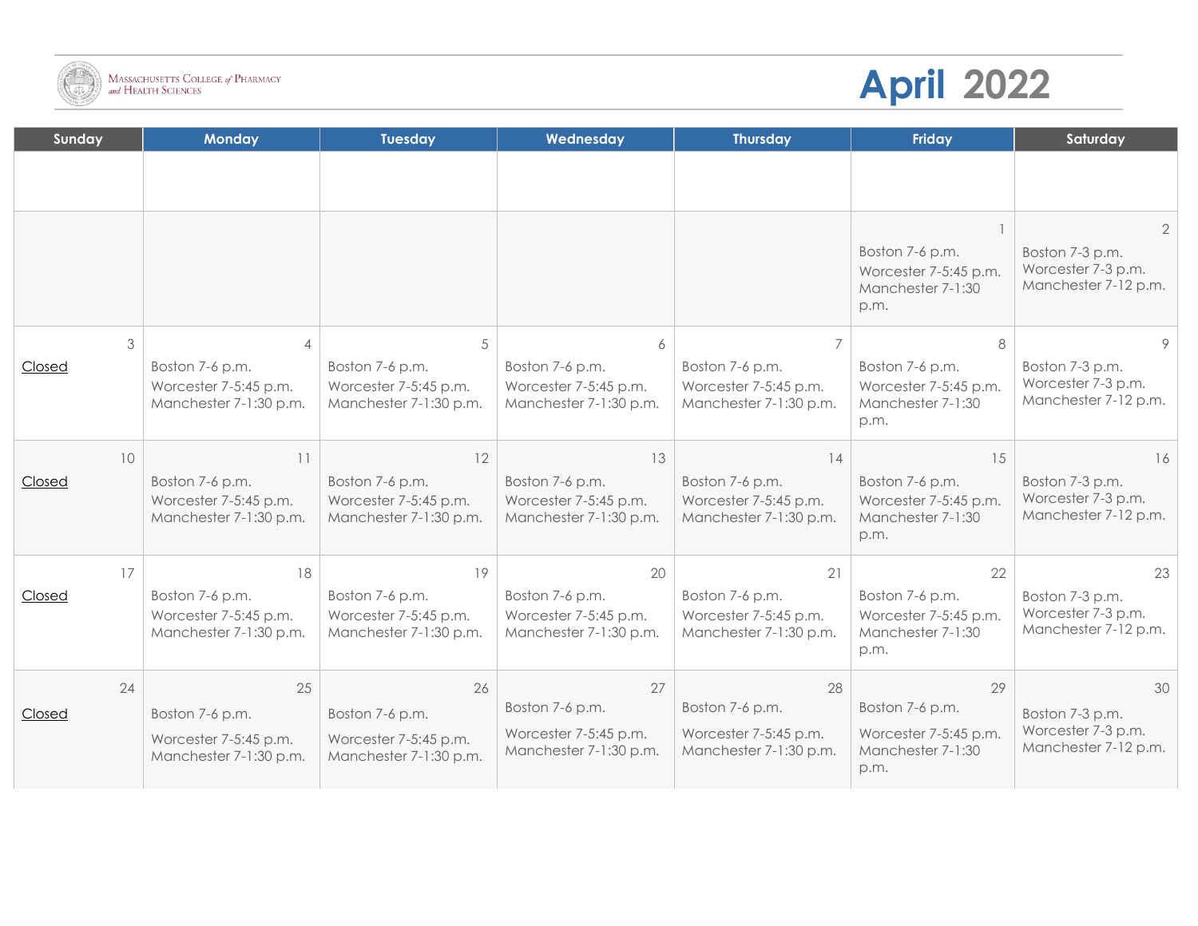Massachusetts College of Pharmacy and Health Sciences

# April 2022

| Sunday | Monday | Tuesday | Wednesday | Thursday | Friday | Saturday |
|---|---|---|---|---|---|---|
| | | | | | | |
| | | | | | 1 Boston 7-6 p.m. Worcester 7-5:45 p.m. Manchester 7-1:30 p.m. | 2 Boston 7-3 p.m. Worcester 7-3 p.m. Manchester 7-12 p.m. |
| 3 Closed | 4 Boston 7-6 p.m. Worcester 7-5:45 p.m. Manchester 7-1:30 p.m. | 5 Boston 7-6 p.m. Worcester 7-5:45 p.m. Manchester 7-1:30 p.m. | 6 Boston 7-6 p.m. Worcester 7-5:45 p.m. Manchester 7-1:30 p.m. | 7 Boston 7-6 p.m. Worcester 7-5:45 p.m. Manchester 7-1:30 p.m. | 8 Boston 7-6 p.m. Worcester 7-5:45 p.m. Manchester 7-1:30 p.m. | 9 Boston 7-3 p.m. Worcester 7-3 p.m. Manchester 7-12 p.m. |
| 10 Closed | 11 Boston 7-6 p.m. Worcester 7-5:45 p.m. Manchester 7-1:30 p.m. | 12 Boston 7-6 p.m. Worcester 7-5:45 p.m. Manchester 7-1:30 p.m. | 13 Boston 7-6 p.m. Worcester 7-5:45 p.m. Manchester 7-1:30 p.m. | 14 Boston 7-6 p.m. Worcester 7-5:45 p.m. Manchester 7-1:30 p.m. | 15 Boston 7-6 p.m. Worcester 7-5:45 p.m. Manchester 7-1:30 p.m. | 16 Boston 7-3 p.m. Worcester 7-3 p.m. Manchester 7-12 p.m. |
| 17 Closed | 18 Boston 7-6 p.m. Worcester 7-5:45 p.m. Manchester 7-1:30 p.m. | 19 Boston 7-6 p.m. Worcester 7-5:45 p.m. Manchester 7-1:30 p.m. | 20 Boston 7-6 p.m. Worcester 7-5:45 p.m. Manchester 7-1:30 p.m. | 21 Boston 7-6 p.m. Worcester 7-5:45 p.m. Manchester 7-1:30 p.m. | 22 Boston 7-6 p.m. Worcester 7-5:45 p.m. Manchester 7-1:30 p.m. | 23 Boston 7-3 p.m. Worcester 7-3 p.m. Manchester 7-12 p.m. |
| 24 Closed | 25 Boston 7-6 p.m. Worcester 7-5:45 p.m. Manchester 7-1:30 p.m. | 26 Boston 7-6 p.m. Worcester 7-5:45 p.m. Manchester 7-1:30 p.m. | 27 Boston 7-6 p.m. Worcester 7-5:45 p.m. Manchester 7-1:30 p.m. | 28 Boston 7-6 p.m. Worcester 7-5:45 p.m. Manchester 7-1:30 p.m. | 29 Boston 7-6 p.m. Worcester 7-5:45 p.m. Manchester 7-1:30 p.m. | 30 Boston 7-3 p.m. Worcester 7-3 p.m. Manchester 7-12 p.m. |